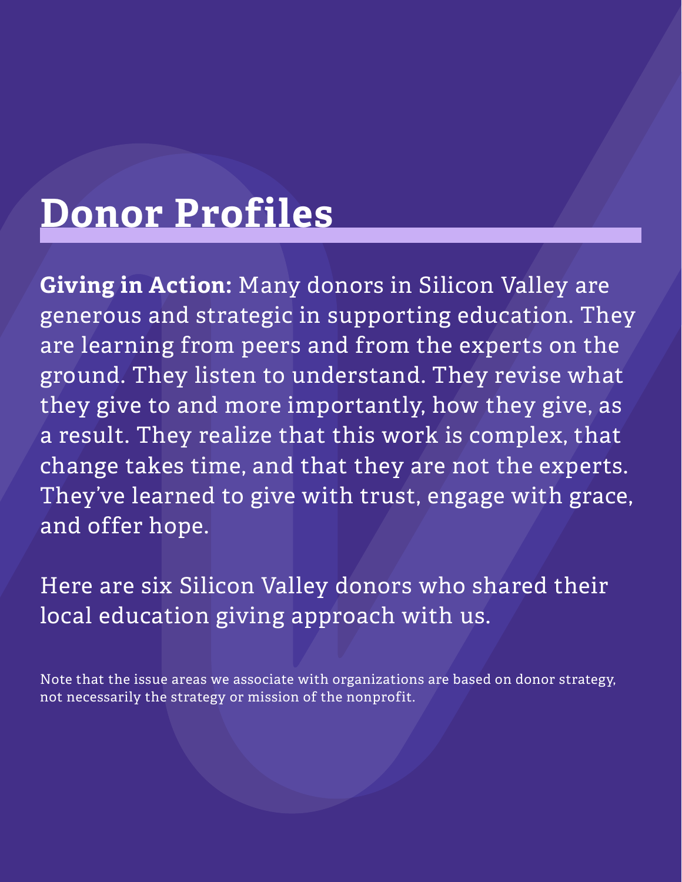# Donor Profiles

**Giving in Action:** Many donors in Silicon Valley are generous and strategic in supporting education. They are learning from peers and from the experts on the ground. They listen to understand. They revise what they give to and more importantly, how they give, as a result. They realize that this work is complex, that change takes time, and that they are not the experts. They've learned to give with trust, engage with grace, and offer hope.

Here are six Silicon Valley donors who shared their local education giving approach with us.

Note that the issue areas we associate with organizations are based on donor strategy, not necessarily the strategy or mission of the nonprofit.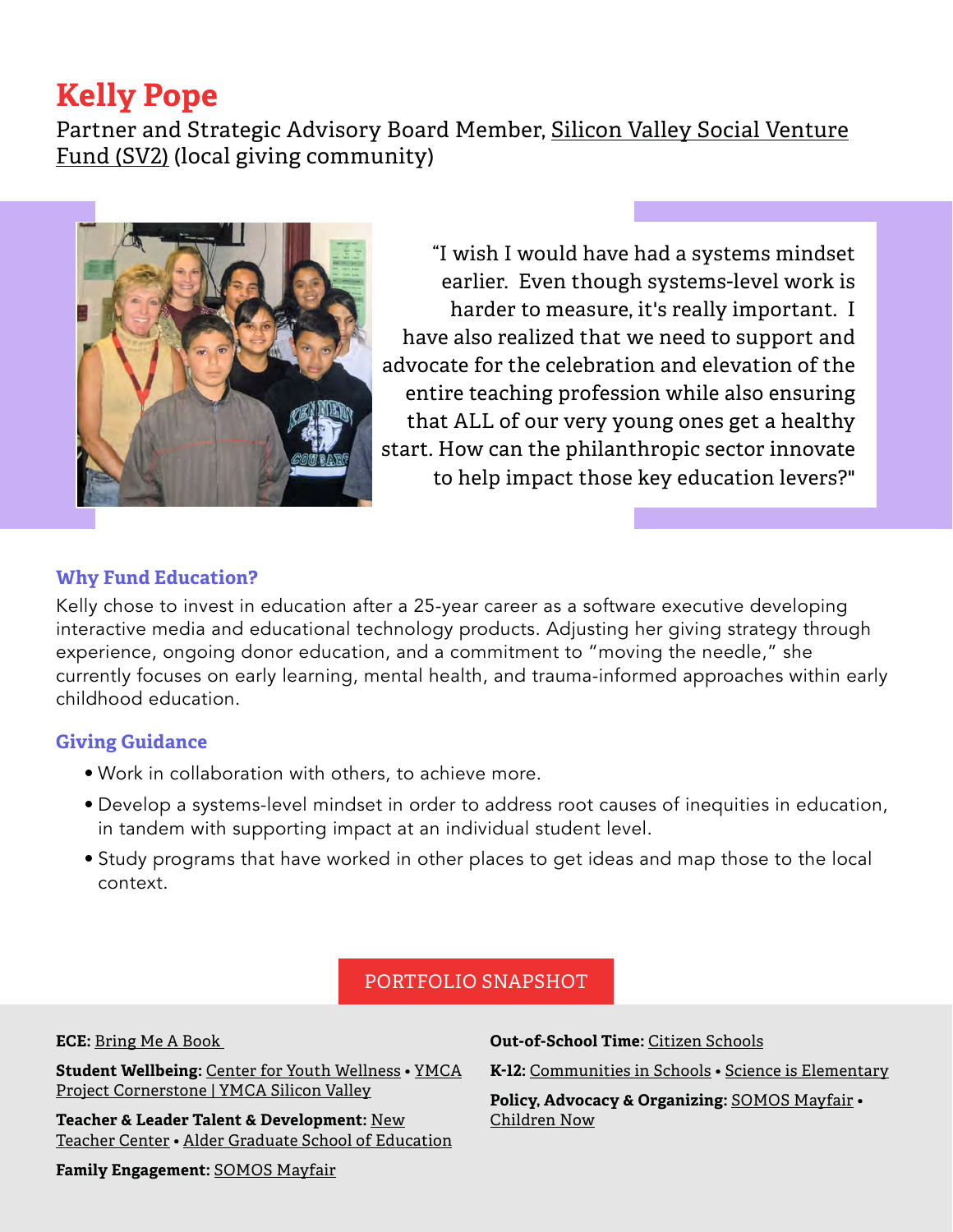# Kelly Pope

Partner and Strategic Advisory Board Member, Silicon Valley Social Venture Fund (SV2) (local giving community)

"I wish I would have had a systems mindset earlier. Even though systems-level work is harder to measure, it's really important. I have also realized that we need to support and advocate for the celebration and elevation of the entire teaching profession while also ensuring that ALL of our very young ones get a healthy start. How can the philanthropic sector innovate to help impact those key education levers?"

### Why Fund Education?

Kelly chose to invest in education after a 25-year career as a software executive developing interactive media and educational technology products. Adjusting her giving strategy through experience, ongoing donor education, and a commitment to "moving the needle," she currently focuses on early learning, mental health, and trauma-informed approaches within early childhood education.

### Giving Guidance

- Work in collaboration with others, to achieve more.
- Develop a systems-level mindset in order to address root causes of inequities in education, in tandem with supporting impact at an individual student level.
- Study programs that have worked in other places to get ideas and map those to the local context.

## PORTFOLIO SNAPSHOT

**ECE:** Bring Me A Book

**Student Wellbeing:** Center for Youth Wellness • YMCA Project Cornerstone | YMCA Silicon Valley

**Teacher & Leader Talent & Development:** New Teacher Center • Alder Graduate School of Education

**Family Engagement:** SOMOS Mayfair

**Out-of-School Time:** Citizen Schools

**K-12:** Communities in Schools • Science is Elementary

**Policy, Advocacy & Organizing:** SOMOS Mayfair • Children Now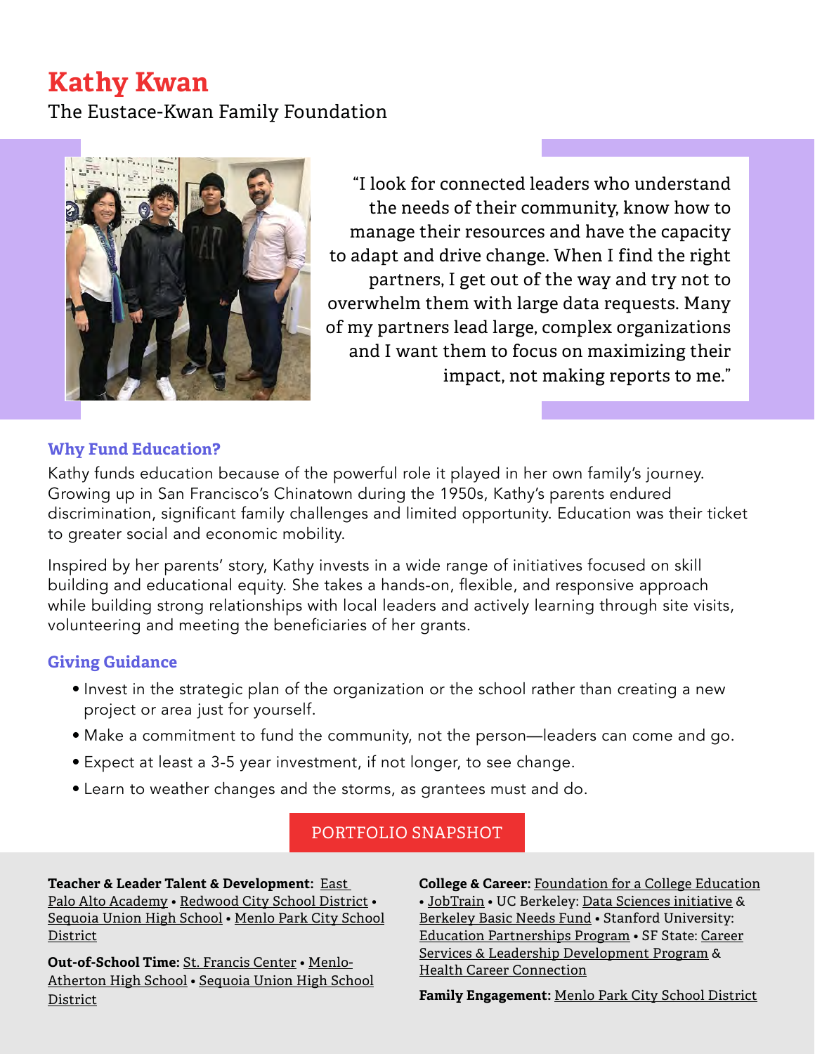# Kathy Kwan

The Eustace-Kwan Family Foundation

"I look for connected leaders who understand the needs of their community, know how to manage their resources and have the capacity to adapt and drive change. When I find the right partners, I get out of the way and try not to overwhelm them with large data requests. Many of my partners lead large, complex organizations and I want them to focus on maximizing their impact, not making reports to me."

### Why Fund Education?

Kathy funds education because of the powerful role it played in her own family's journey. Growing up in San Francisco's Chinatown during the 1950s, Kathy's parents endured discrimination, significant family challenges and limited opportunity. Education was their ticket to greater social and economic mobility.

Inspired by her parents' story, Kathy invests in a wide range of initiatives focused on skill building and educational equity. She takes a hands-on, flexible, and responsive approach while building strong relationships with local leaders and actively learning through site visits, volunteering and meeting the beneficiaries of her grants.

### Giving Guidance

- Invest in the strategic plan of the organization or the school rather than creating a new project or area just for yourself.
- Make a commitment to fund the community, not the person—leaders can come and go.
- Expect at least a 3-5 year investment, if not longer, to see change.
- Learn to weather changes and the storms, as grantees must and do.

## PORTFOLIO SNAPSHOT

**Teacher & Leader Talent & Development:** East Palo Alto Academy • Redwood City School District • Sequoia Union High School • Menlo Park City School District

**Out-of-School Time:** St. Francis Center • Menlo-Atherton High School • Sequoia Union High School District

**College & Career:** Foundation for a College Education • JobTrain • UC Berkeley: Data Sciences initiative & Berkeley Basic Needs Fund • Stanford University: Education Partnerships Program • SF State: Career Services & Leadership Development Program & Health Career Connection

**Family Engagement:** Menlo Park City School District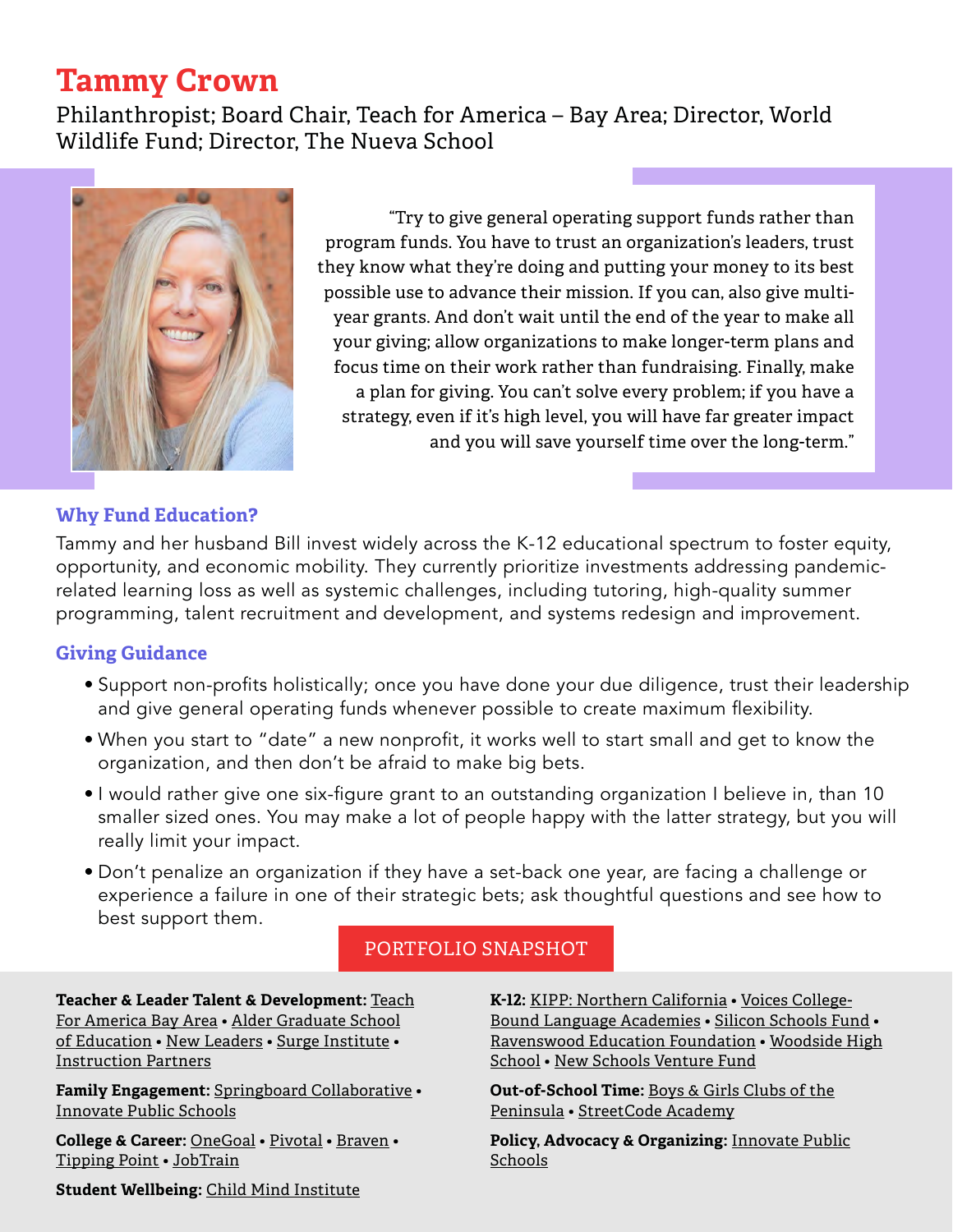# Tammy Crown

Philanthropist; Board Chair, Teach for America – Bay Area; Director, World Wildlife Fund; Director, The Nueva School

"Try to give general operating support funds rather than program funds. You have to trust an organization's leaders, trust they know what they're doing and putting your money to its best possible use to advance their mission. If you can, also give multi-year grants. And don't wait until the end of the year to make all your giving; allow organizations to make longer-term plans and focus time on their work rather than fundraising. Finally, make a plan for giving. You can't solve every problem; if you have a strategy, even if it's high level, you will have far greater impact and you will save yourself time over the long-term."

### Why Fund Education?

Tammy and her husband Bill invest widely across the K-12 educational spectrum to foster equity, opportunity, and economic mobility. They currently prioritize investments addressing pandemic-related learning loss as well as systemic challenges, including tutoring, high-quality summer programming, talent recruitment and development, and systems redesign and improvement.

### Giving Guidance

- Support non-profits holistically; once you have done your due diligence, trust their leadership and give general operating funds whenever possible to create maximum flexibility.
- When you start to "date" a new nonprofit, it works well to start small and get to know the organization, and then don't be afraid to make big bets.
- I would rather give one six-figure grant to an outstanding organization I believe in, than 10 smaller sized ones. You may make a lot of people happy with the latter strategy, but you will really limit your impact.
- Don't penalize an organization if they have a set-back one year, are facing a challenge or experience a failure in one of their strategic bets; ask thoughtful questions and see how to best support them.

## PORTFOLIO SNAPSHOT

**Teacher & Leader Talent & Development:** Teach For America Bay Area • Alder Graduate School of Education • New Leaders • Surge Institute • Instruction Partners

**Family Engagement:** Springboard Collaborative • Innovate Public Schools

**College & Career:** OneGoal • Pivotal • Braven • Tipping Point • JobTrain

**Student Wellbeing:** Child Mind Institute

**K-12:** KIPP: Northern California • Voices College-Bound Language Academies • Silicon Schools Fund • Ravenswood Education Foundation • Woodside High School • New Schools Venture Fund

**Out-of-School Time:** Boys & Girls Clubs of the Peninsula • StreetCode Academy

**Policy, Advocacy & Organizing:** Innovate Public Schools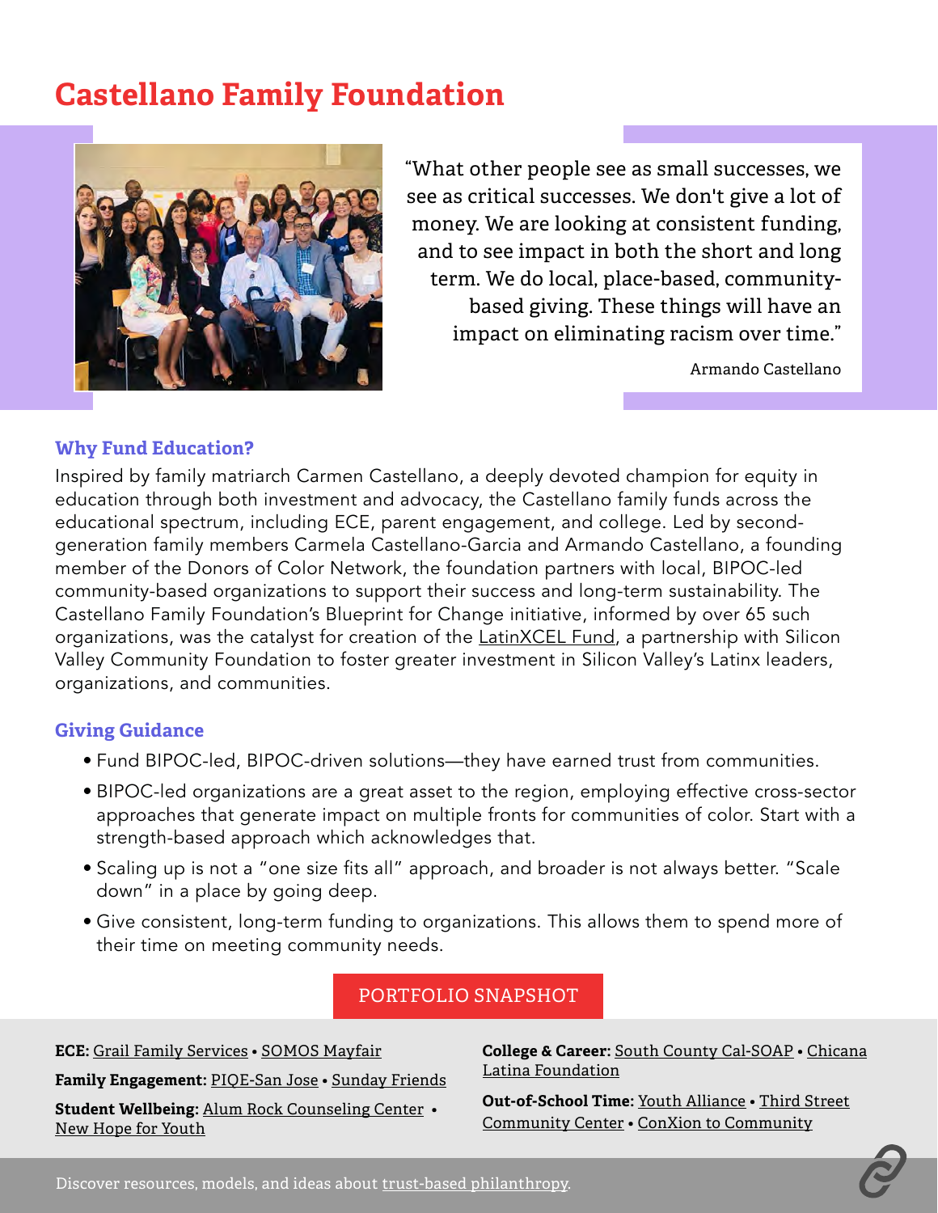# Castellano Family Foundation

> "What other people see as small successes, we see as critical successes. We don't give a lot of money. We are looking at consistent funding, and to see impact in both the short and long term. We do local, place-based, community-based giving. These things will have an impact on eliminating racism over time."
>
> Armando Castellano

### Why Fund Education?

Inspired by family matriarch Carmen Castellano, a deeply devoted champion for equity in education through both investment and advocacy, the Castellano family funds across the educational spectrum, including ECE, parent engagement, and college. Led by second-generation family members Carmela Castellano-Garcia and Armando Castellano, a founding member of the Donors of Color Network, the foundation partners with local, BIPOC-led community-based organizations to support their success and long-term sustainability. The Castellano Family Foundation's Blueprint for Change initiative, informed by over 65 such organizations, was the catalyst for creation of the LatinXCEL Fund, a partnership with Silicon Valley Community Foundation to foster greater investment in Silicon Valley's Latinx leaders, organizations, and communities.

### Giving Guidance

- Fund BIPOC-led, BIPOC-driven solutions—they have earned trust from communities.
- BIPOC-led organizations are a great asset to the region, employing effective cross-sector approaches that generate impact on multiple fronts for communities of color. Start with a strength-based approach which acknowledges that.
- Scaling up is not a "one size fits all" approach, and broader is not always better. "Scale down" in a place by going deep.
- Give consistent, long-term funding to organizations. This allows them to spend more of their time on meeting community needs.

### PORTFOLIO SNAPSHOT

**ECE:** Grail Family Services • SOMOS Mayfair

**Family Engagement:** PIQE-San Jose • Sunday Friends

**Student Wellbeing:** Alum Rock Counseling Center • New Hope for Youth

**College & Career:** South County Cal-SOAP • Chicana Latina Foundation

**Out-of-School Time:** Youth Alliance • Third Street Community Center • ConXion to Community

Discover resources, models, and ideas about trust-based philanthropy.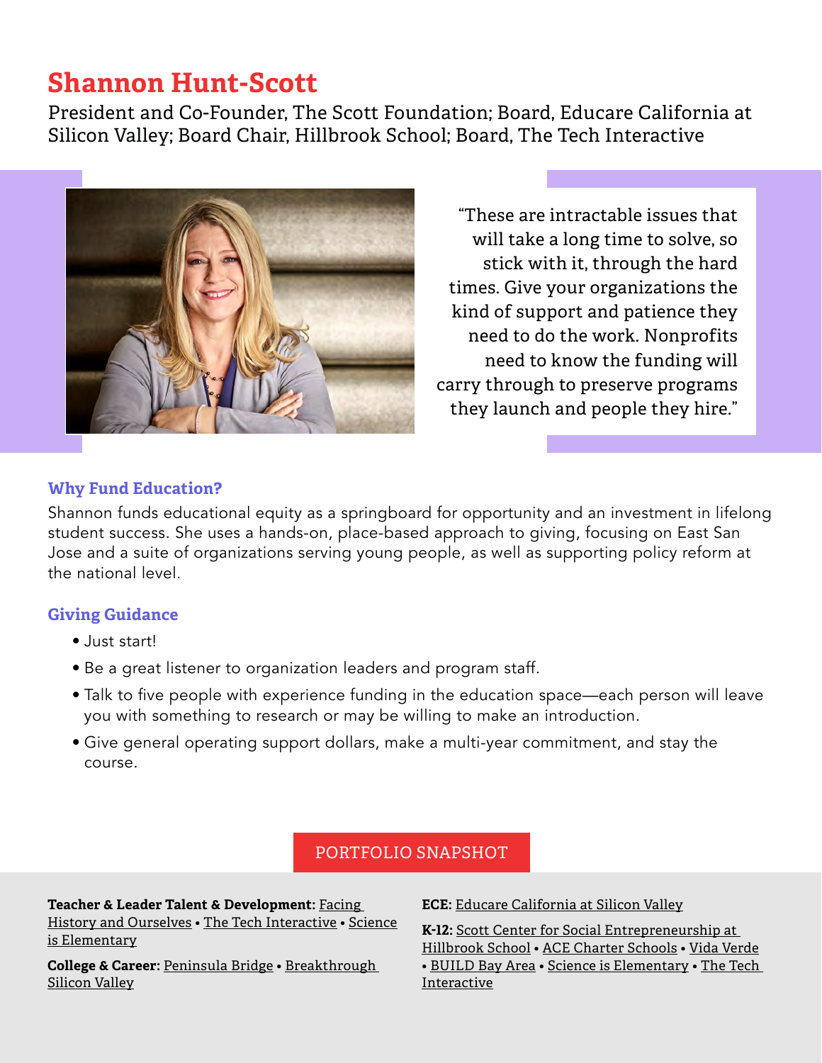# Shannon Hunt-Scott

President and Co-Founder, The Scott Foundation; Board, Educare California at Silicon Valley; Board Chair, Hillbrook School; Board, The Tech Interactive

"These are intractable issues that will take a long time to solve, so stick with it, through the hard times. Give your organizations the kind of support and patience they need to do the work. Nonprofits need to know the funding will carry through to preserve programs they launch and people they hire."

### Why Fund Education?

Shannon funds educational equity as a springboard for opportunity and an investment in lifelong student success. She uses a hands-on, place-based approach to giving, focusing on East San Jose and a suite of organizations serving young people, as well as supporting policy reform at the national level.

### Giving Guidance

- Just start!
- Be a great listener to organization leaders and program staff.
- Talk to five people with experience funding in the education space—each person will leave you with something to research or may be willing to make an introduction.
- Give general operating support dollars, make a multi-year commitment, and stay the course.

## PORTFOLIO SNAPSHOT

**Teacher & Leader Talent & Development:** Facing History and Ourselves • The Tech Interactive • Science is Elementary

**College & Career:** Peninsula Bridge • Breakthrough Silicon Valley

**ECE:** Educare California at Silicon Valley

**K-12:** Scott Center for Social Entrepreneurship at Hillbrook School • ACE Charter Schools • Vida Verde • BUILD Bay Area • Science is Elementary • The Tech Interactive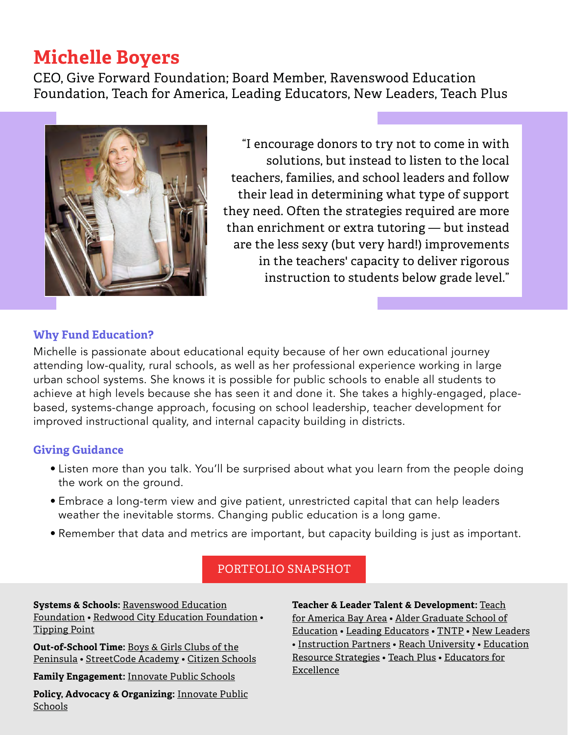# Michelle Boyers

CEO, Give Forward Foundation; Board Member, Ravenswood Education Foundation, Teach for America, Leading Educators, New Leaders, Teach Plus

> "I encourage donors to try not to come in with solutions, but instead to listen to the local teachers, families, and school leaders and follow their lead in determining what type of support they need. Often the strategies required are more than enrichment or extra tutoring — but instead are the less sexy (but very hard!) improvements in the teachers' capacity to deliver rigorous instruction to students below grade level."

### Why Fund Education?

Michelle is passionate about educational equity because of her own educational journey attending low-quality, rural schools, as well as her professional experience working in large urban school systems. She knows it is possible for public schools to enable all students to achieve at high levels because she has seen it and done it. She takes a highly-engaged, place-based, systems-change approach, focusing on school leadership, teacher development for improved instructional quality, and internal capacity building in districts.

### Giving Guidance

- Listen more than you talk. You'll be surprised about what you learn from the people doing the work on the ground.
- Embrace a long-term view and give patient, unrestricted capital that can help leaders weather the inevitable storms. Changing public education is a long game.
- Remember that data and metrics are important, but capacity building is just as important.

## PORTFOLIO SNAPSHOT

**Systems & Schools:** Ravenswood Education Foundation • Redwood City Education Foundation • Tipping Point

**Out-of-School Time:** Boys & Girls Clubs of the Peninsula • StreetCode Academy • Citizen Schools

**Family Engagement:** Innovate Public Schools

**Policy, Advocacy & Organizing:** Innovate Public Schools

**Teacher & Leader Talent & Development:** Teach for America Bay Area • Alder Graduate School of Education • Leading Educators • TNTP • New Leaders • Instruction Partners • Reach University • Education Resource Strategies • Teach Plus • Educators for Excellence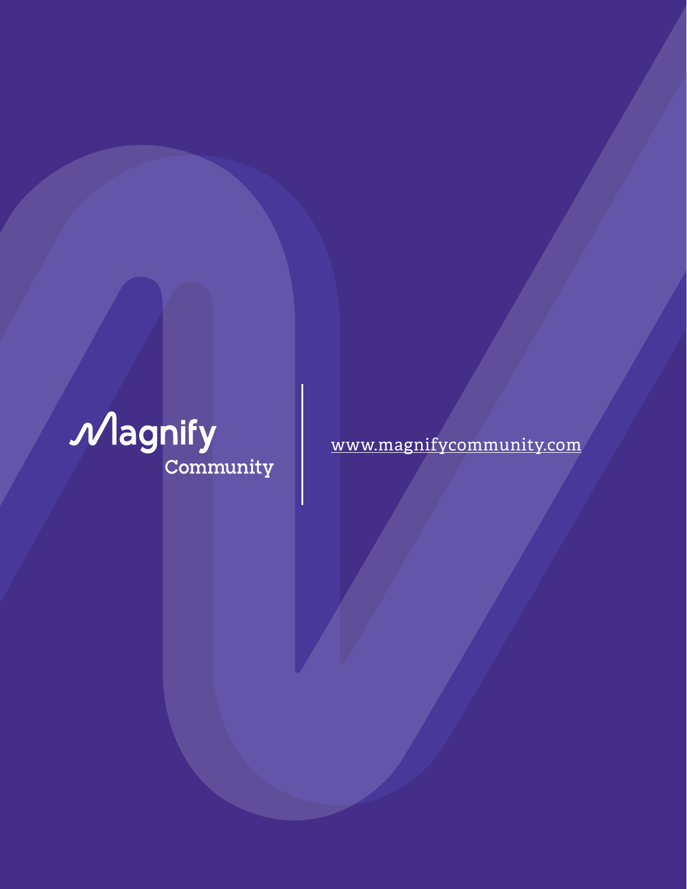Magnify
Community

www.magnifycommunity.com